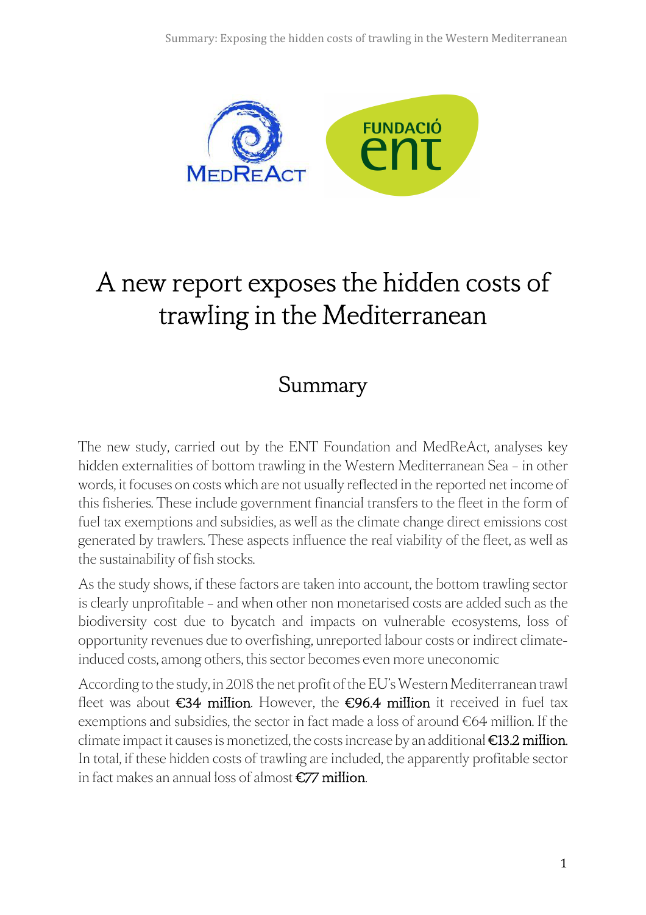# A new report exposes the hidden costs of trawling in the Mediterranean

## Summary

The new study, carried out by the ENT Foundation and MedReAct, analyses key hidden externalities of bottom trawling in the Western Mediterranean Sea – in other words, it focuses on costs which are not usually reflected in the reported net income of this fisheries. These include government financial transfers to the fleet in the form of fuel tax exemptions and subsidies, as well as the climate change direct emissions cost generated by trawlers. These aspects influence the real viability of the fleet, as well as the sustainability of fish stocks.

As the study shows, if these factors are taken into account, the bottom trawling sector is clearly unprofitable – and when other non monetarised costs are added such as the biodiversity cost due to bycatch and impacts on vulnerable ecosystems, loss of opportunity revenues due to overfishing, unreported labour costs or indirect climate-induced costs, among others, this sector becomes even more uneconomic

According to the study, in 2018 the net profit of the EU's Western Mediterranean trawl fleet was about **€34 million**. However, the **€96.4 million** it received in fuel tax exemptions and subsidies, the sector in fact made a loss of around €64 million. If the climate impact it causes is monetized, the costs increase by an additional **€13.2 million**. In total, if these hidden costs of trawling are included, the apparently profitable sector in fact makes an annual loss of almost **€77 million**.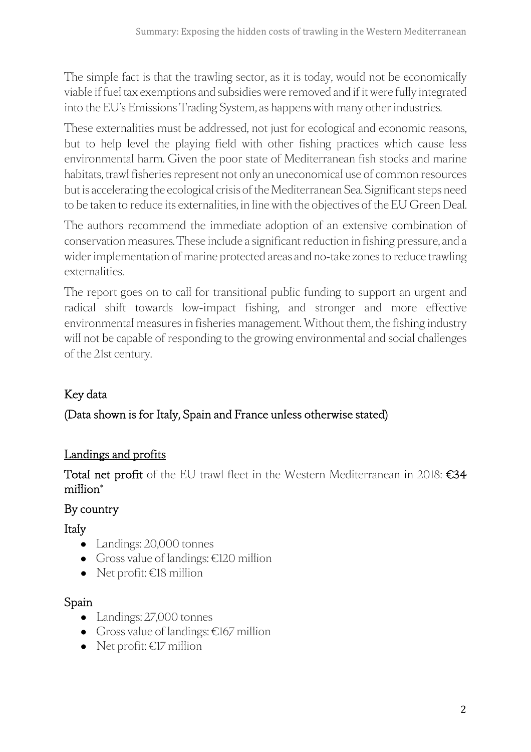The simple fact is that the trawling sector, as it is today, would not be economically viable if fuel tax exemptions and subsidies were removed and if it were fully integrated into the EU's Emissions Trading System, as happens with many other industries.

These externalities must be addressed, not just for ecological and economic reasons, but to help level the playing field with other fishing practices which cause less environmental harm. Given the poor state of Mediterranean fish stocks and marine habitats, trawl fisheries represent not only an uneconomical use of common resources but is accelerating the ecological crisis of the Mediterranean Sea. Significant steps need to be taken to reduce its externalities, in line with the objectives of the EU Green Deal.

The authors recommend the immediate adoption of an extensive combination of conservation measures. These include a significant reduction in fishing pressure, and a wider implementation of marine protected areas and no-take zones to reduce trawling externalities.

The report goes on to call for transitional public funding to support an urgent and radical shift towards low-impact fishing, and stronger and more effective environmental measures in fisheries management. Without them, the fishing industry will not be capable of responding to the growing environmental and social challenges of the 21st century.

## Key data

## (Data shown is for Italy, Spain and France unless otherwise stated)

### Landings and profits

**Total net profit** of the EU trawl fleet in the Western Mediterranean in 2018: **€34 million***

### By country

#### Italy

- Landings: 20,000 tonnes
- Gross value of landings: €120 million
- Net profit: €18 million

#### Spain

- Landings: 27,000 tonnes
- Gross value of landings: €167 million
- Net profit: €17 million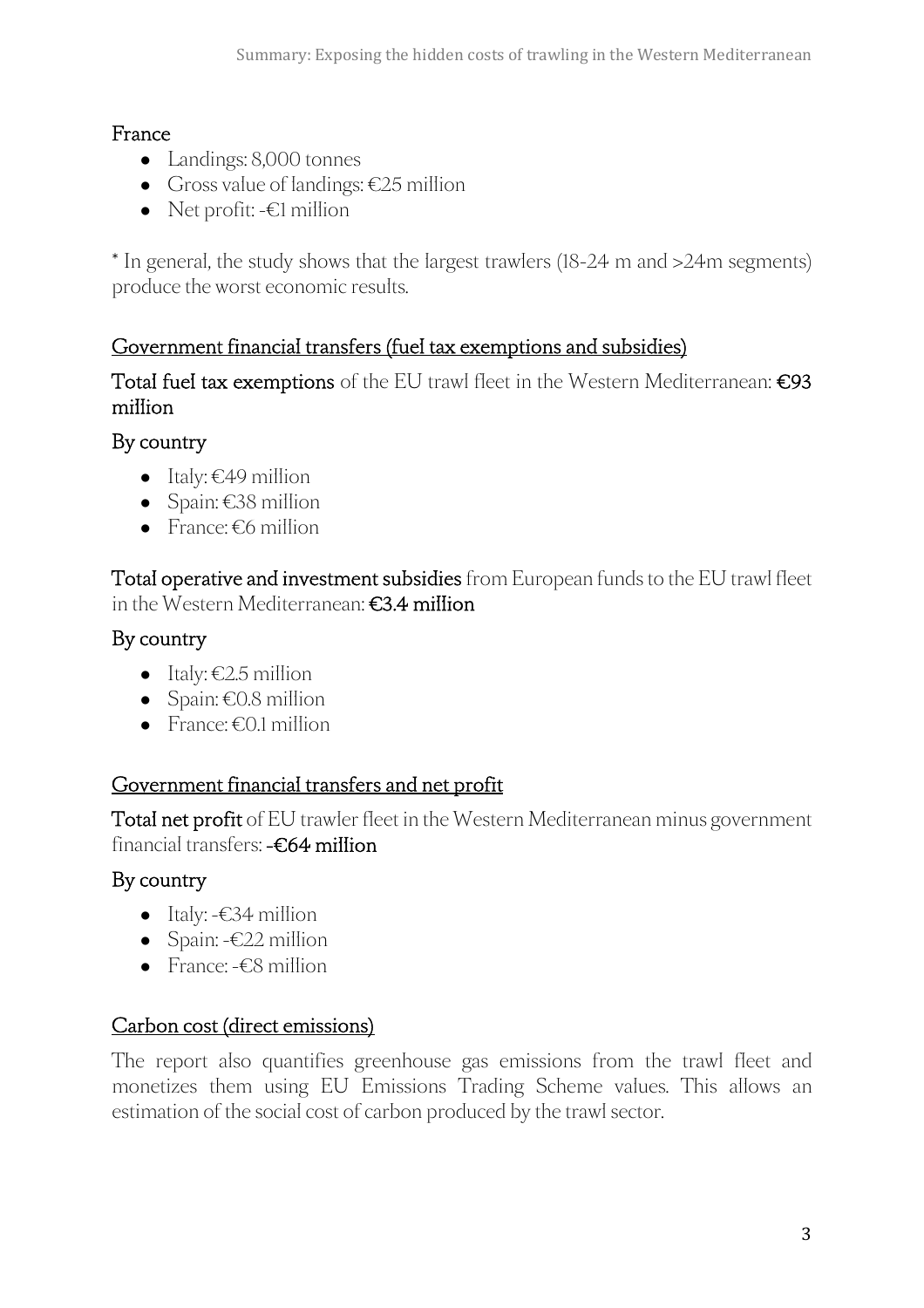### France

- Landings: 8,000 tonnes
- Gross value of landings: €25 million
- Net profit: -€1 million

* In general, the study shows that the largest trawlers (18-24 m and >24m segments) produce the worst economic results.

## Government financial transfers (fuel tax exemptions and subsidies)

**Total fuel tax exemptions** of the EU trawl fleet in the Western Mediterranean: **€93 million**

### By country

- Italy: €49 million
- Spain: €38 million
- France: €6 million

**Total operative and investment subsidies** from European funds to the EU trawl fleet in the Western Mediterranean: **€3.4 million**

### By country

- Italy: €2.5 million
- Spain: €0.8 million
- France: €0.1 million

## Government financial transfers and net profit

**Total net profit** of EU trawler fleet in the Western Mediterranean minus government financial transfers: **-€64 million**

### By country

- Italy: -€34 million
- Spain: -€22 million
- France: -€8 million

## Carbon cost (direct emissions)

The report also quantifies greenhouse gas emissions from the trawl fleet and monetizes them using EU Emissions Trading Scheme values. This allows an estimation of the social cost of carbon produced by the trawl sector.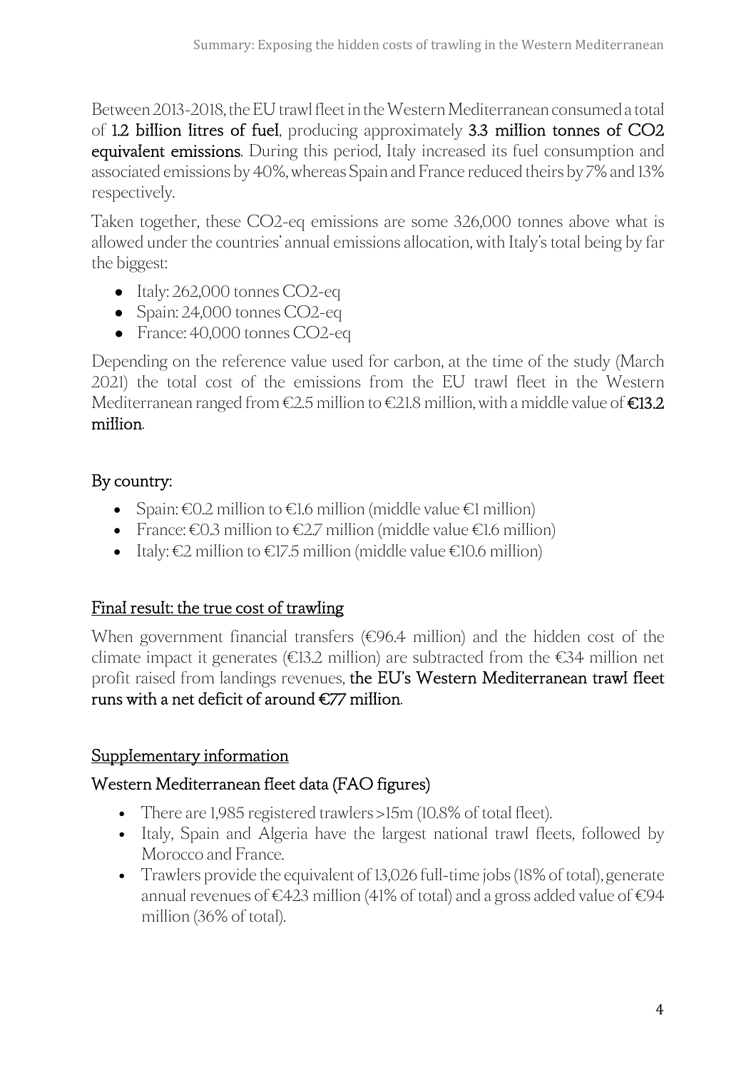Between 2013-2018, the EU trawl fleet in the Western Mediterranean consumed a total of **1.2 billion litres of fuel**, producing approximately **3.3 million tonnes of $CO_2$ equivalent emissions**. During this period, Italy increased its fuel consumption and associated emissions by 40%, whereas Spain and France reduced theirs by 7% and 13% respectively.

Taken together, these $CO_2$-eq emissions are some 326,000 tonnes above what is allowed under the countries' annual emissions allocation, with Italy's total being by far the biggest:

- Italy: 262,000 tonnes $CO_2$-eq
- Spain: 24,000 tonnes $CO_2$-eq
- France: 40,000 tonnes $CO_2$-eq

Depending on the reference value used for carbon, at the time of the study (March 2021) the total cost of the emissions from the EU trawl fleet in the Western Mediterranean ranged from €2.5 million to €21.8 million, with a middle value of **€13.2 million**.

### By country:

- Spain: €0.2 million to €1.6 million (middle value €1 million)
- France: €0.3 million to €2.7 million (middle value €1.6 million)
- Italy: €2 million to €17.5 million (middle value €10.6 million)

## Final result: the true cost of trawling

When government financial transfers (€96.4 million) and the hidden cost of the climate impact it generates (€13.2 million) are subtracted from the €34 million net profit raised from landings revenues, **the EU's Western Mediterranean trawl fleet runs with a net deficit of around €77 million**.

## Supplementary information

### Western Mediterranean fleet data (FAO figures)

- There are 1,985 registered trawlers >15m (10.8% of total fleet).
- Italy, Spain and Algeria have the largest national trawl fleets, followed by Morocco and France.
- Trawlers provide the equivalent of 13,026 full-time jobs (18% of total), generate annual revenues of €423 million (41% of total) and a gross added value of €94 million (36% of total).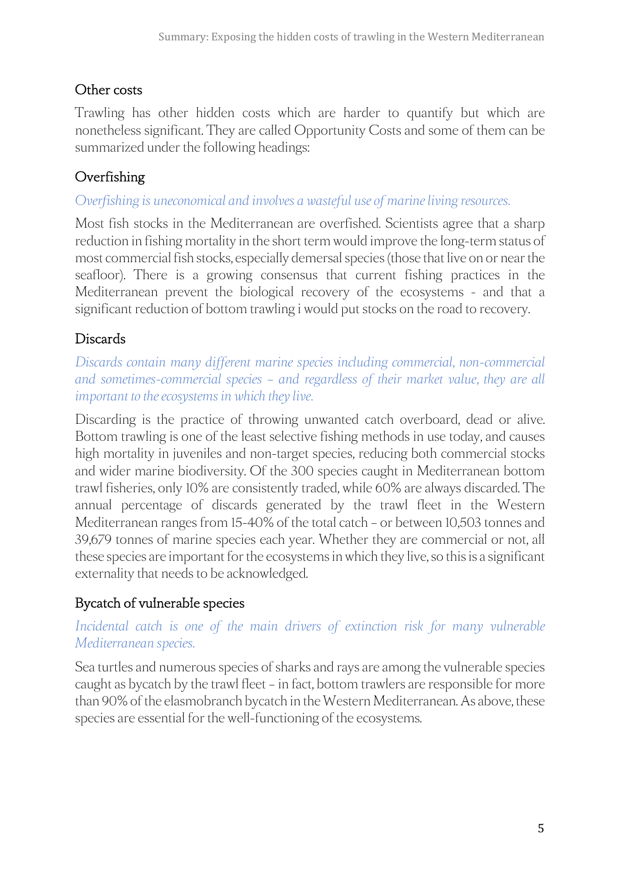## Other costs

Trawling has other hidden costs which are harder to quantify but which are nonetheless significant. They are called Opportunity Costs and some of them can be summarized under the following headings:

## Overfishing

*Overfishing is uneconomical and involves a wasteful use of marine living resources.*

Most fish stocks in the Mediterranean are overfished. Scientists agree that a sharp reduction in fishing mortality in the short term would improve the long-term status of most commercial fish stocks, especially demersal species (those that live on or near the seafloor). There is a growing consensus that current fishing practices in the Mediterranean prevent the biological recovery of the ecosystems - and that a significant reduction of bottom trawling i would put stocks on the road to recovery.

## Discards

*Discards contain many different marine species including commercial, non-commercial and sometimes-commercial species – and regardless of their market value, they are all important to the ecosystems in which they live.*

Discarding is the practice of throwing unwanted catch overboard, dead or alive. Bottom trawling is one of the least selective fishing methods in use today, and causes high mortality in juveniles and non-target species, reducing both commercial stocks and wider marine biodiversity. Of the 300 species caught in Mediterranean bottom trawl fisheries, only 10% are consistently traded, while 60% are always discarded. The annual percentage of discards generated by the trawl fleet in the Western Mediterranean ranges from 15-40% of the total catch – or between 10,503 tonnes and 39,679 tonnes of marine species each year. Whether they are commercial or not, all these species are important for the ecosystems in which they live, so this is a significant externality that needs to be acknowledged.

## Bycatch of vulnerable species

*Incidental catch is one of the main drivers of extinction risk for many vulnerable Mediterranean species.*

Sea turtles and numerous species of sharks and rays are among the vulnerable species caught as bycatch by the trawl fleet – in fact, bottom trawlers are responsible for more than 90% of the elasmobranch bycatch in the Western Mediterranean. As above, these species are essential for the well-functioning of the ecosystems.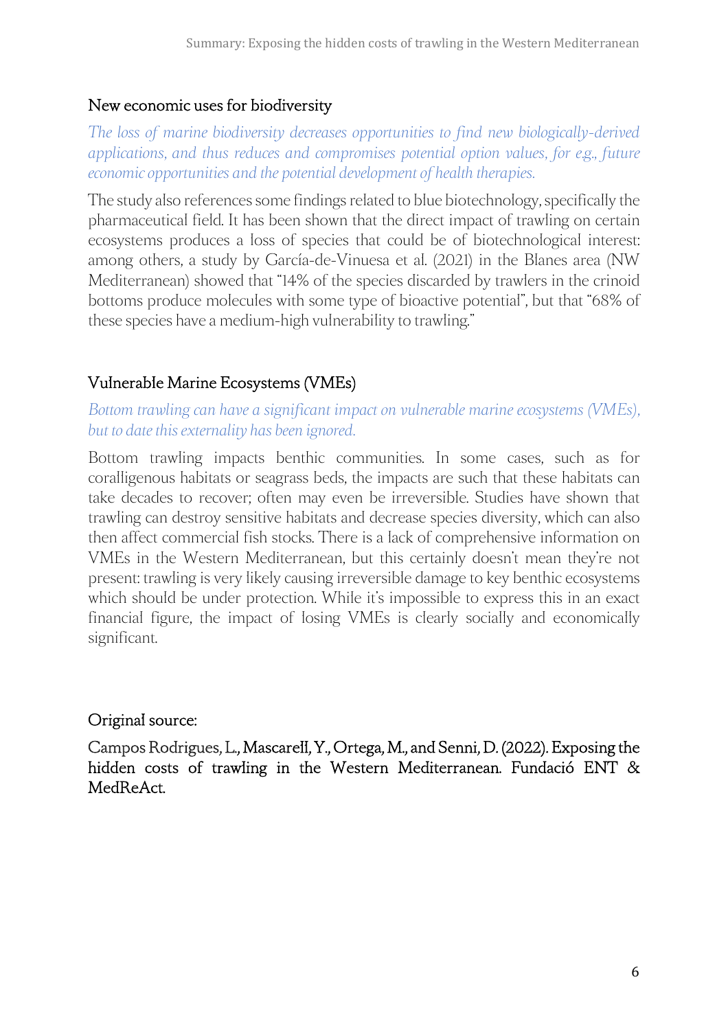## New economic uses for biodiversity

*The loss of marine biodiversity decreases opportunities to find new biologically-derived applications, and thus reduces and compromises potential option values, for e.g., future economic opportunities and the potential development of health therapies.*

The study also references some findings related to blue biotechnology, specifically the pharmaceutical field. It has been shown that the direct impact of trawling on certain ecosystems produces a loss of species that could be of biotechnological interest: among others, a study by García-de-Vinuesa et al. (2021) in the Blanes area (NW Mediterranean) showed that "14% of the species discarded by trawlers in the crinoid bottoms produce molecules with some type of bioactive potential", but that "68% of these species have a medium-high vulnerability to trawling."

## Vulnerable Marine Ecosystems (VMEs)

*Bottom trawling can have a significant impact on vulnerable marine ecosystems (VMEs), but to date this externality has been ignored.*

Bottom trawling impacts benthic communities. In some cases, such as for coralligenous habitats or seagrass beds, the impacts are such that these habitats can take decades to recover; often may even be irreversible. Studies have shown that trawling can destroy sensitive habitats and decrease species diversity, which can also then affect commercial fish stocks. There is a lack of comprehensive information on VMEs in the Western Mediterranean, but this certainly doesn't mean they're not present: trawling is very likely causing irreversible damage to key benthic ecosystems which should be under protection. While it's impossible to express this in an exact financial figure, the impact of losing VMEs is clearly socially and economically significant.

## Original source:

Campos Rodrigues, L., Mascarell, Y., Ortega, M., and Senni, D. (2022). Exposing the hidden costs of trawling in the Western Mediterranean. Fundació ENT & MedReAct.